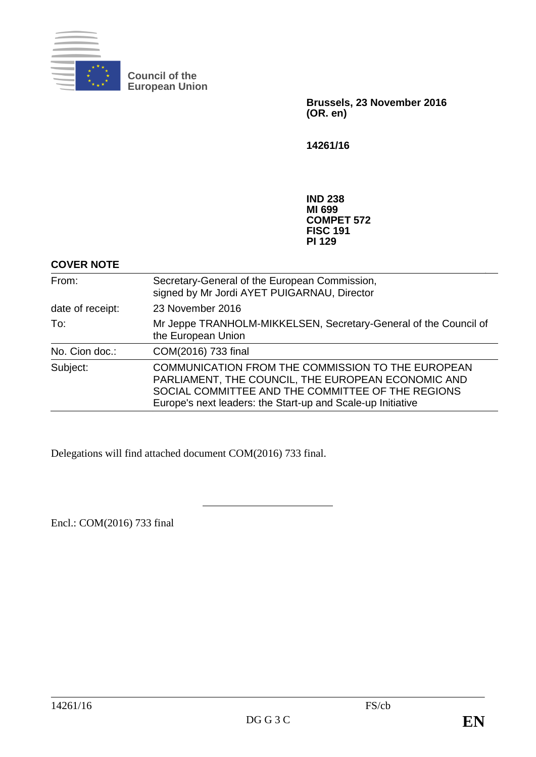**Council of the European Union**

**Brussels, 23 November 2016**
**(OR. en)**

**14261/16**

**IND 238**
**MI 699**
**COMPET 572**
**FISC 191**
**PI 129**

**COVER NOTE**

| | |
|---|---|
| From: | Secretary-General of the European Commission, signed by Mr Jordi AYET PUIGARNAU, Director |
| date of receipt: | 23 November 2016 |
| To: | Mr Jeppe TRANHOLM-MIKKELSEN, Secretary-General of the Council of the European Union |
| No. Cion doc.: | COM(2016) 733 final |
| Subject: | COMMUNICATION FROM THE COMMISSION TO THE EUROPEAN PARLIAMENT, THE COUNCIL, THE EUROPEAN ECONOMIC AND SOCIAL COMMITTEE AND THE COMMITTEE OF THE REGIONS Europe's next leaders: the Start-up and Scale-up Initiative |

Delegations will find attached document COM(2016) 733 final.

---

Encl.: COM(2016) 733 final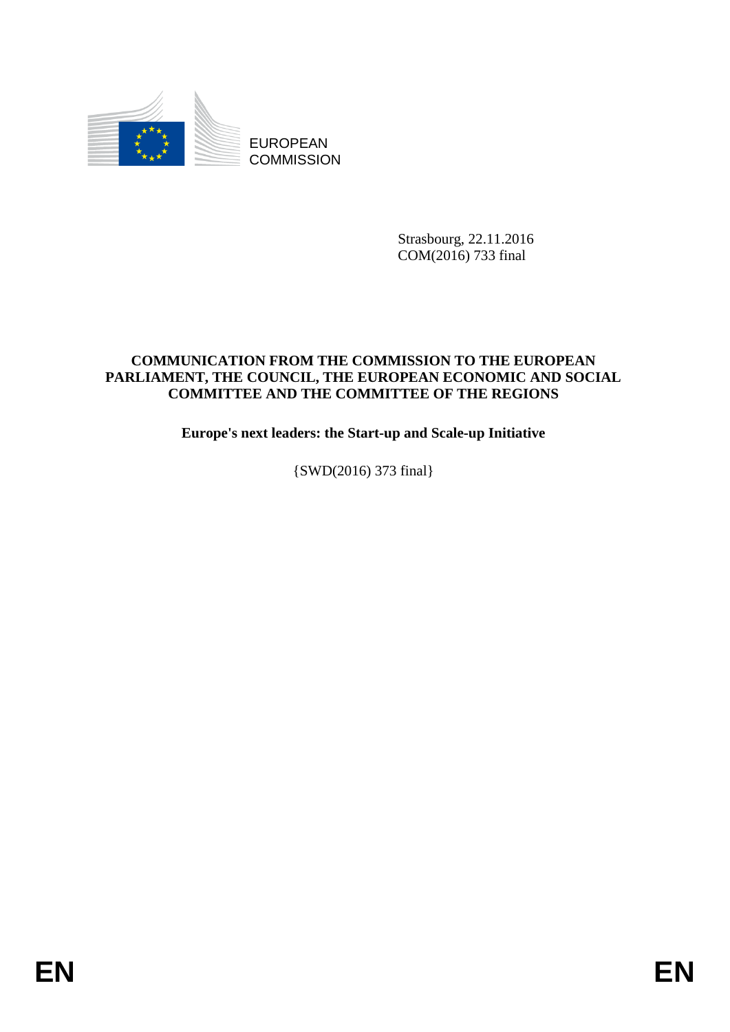EUROPEAN COMMISSION

Strasbourg, 22.11.2016
COM(2016) 733 final

**COMMUNICATION FROM THE COMMISSION TO THE EUROPEAN PARLIAMENT, THE COUNCIL, THE EUROPEAN ECONOMIC AND SOCIAL COMMITTEE AND THE COMMITTEE OF THE REGIONS**

**Europe's next leaders: the Start-up and Scale-up Initiative**

{SWD(2016) 373 final}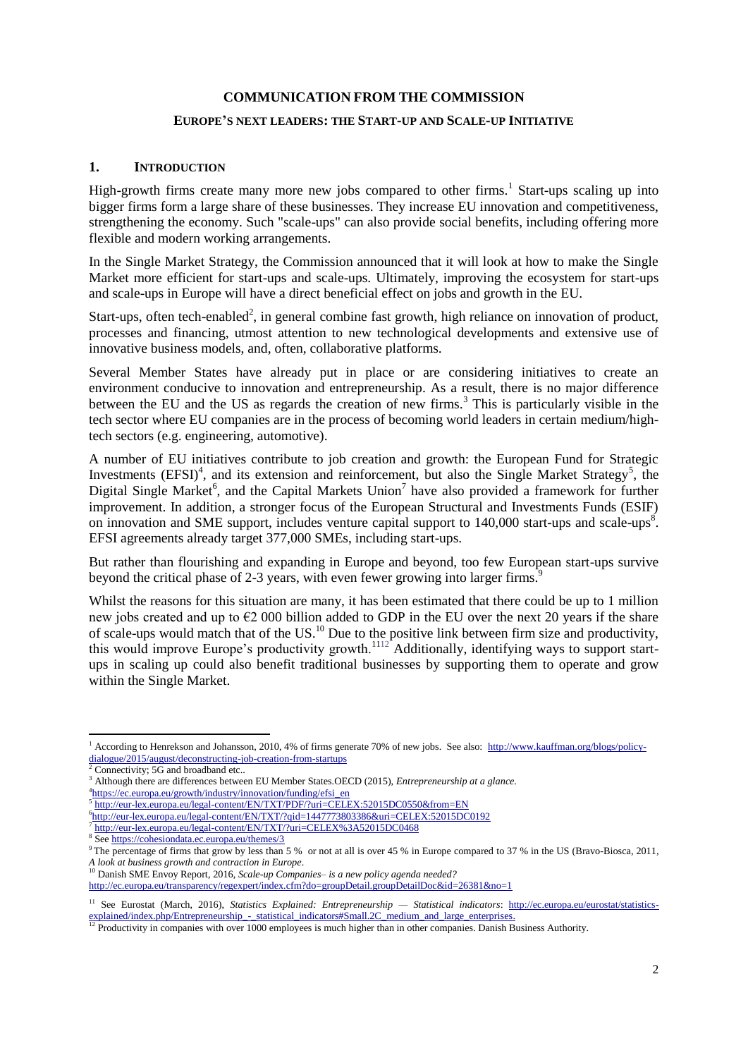## COMMUNICATION FROM THE COMMISSION

### EUROPE'S NEXT LEADERS: THE START-UP AND SCALE-UP INITIATIVE

## 1. INTRODUCTION

High-growth firms create many more new jobs compared to other firms.[1] Start-ups scaling up into bigger firms form a large share of these businesses. They increase EU innovation and competitiveness, strengthening the economy. Such "scale-ups" can also provide social benefits, including offering more flexible and modern working arrangements.

In the Single Market Strategy, the Commission announced that it will look at how to make the Single Market more efficient for start-ups and scale-ups. Ultimately, improving the ecosystem for start-ups and scale-ups in Europe will have a direct beneficial effect on jobs and growth in the EU.

Start-ups, often tech-enabled[2], in general combine fast growth, high reliance on innovation of product, processes and financing, utmost attention to new technological developments and extensive use of innovative business models, and, often, collaborative platforms.

Several Member States have already put in place or are considering initiatives to create an environment conducive to innovation and entrepreneurship. As a result, there is no major difference between the EU and the US as regards the creation of new firms.[3] This is particularly visible in the tech sector where EU companies are in the process of becoming world leaders in certain medium/high-tech sectors (e.g. engineering, automotive).

A number of EU initiatives contribute to job creation and growth: the European Fund for Strategic Investments (EFSI)[4], and its extension and reinforcement, but also the Single Market Strategy[5], the Digital Single Market[6], and the Capital Markets Union[7] have also provided a framework for further improvement. In addition, a stronger focus of the European Structural and Investments Funds (ESIF) on innovation and SME support, includes venture capital support to 140,000 start-ups and scale-ups[8]. EFSI agreements already target 377,000 SMEs, including start-ups.

But rather than flourishing and expanding in Europe and beyond, too few European start-ups survive beyond the critical phase of 2-3 years, with even fewer growing into larger firms.[9]

Whilst the reasons for this situation are many, it has been estimated that there could be up to 1 million new jobs created and up to €2 000 billion added to GDP in the EU over the next 20 years if the share of scale-ups would match that of the US.[10] Due to the positive link between firm size and productivity, this would improve Europe's productivity growth.[11][12] Additionally, identifying ways to support start-ups in scaling up could also benefit traditional businesses by supporting them to operate and grow within the Single Market.

---

[1] According to Henrekson and Johansson, 2010, 4% of firms generate 70% of new jobs. See also: http://www.kauffman.org/blogs/policy-dialogue/2015/august/deconstructing-job-creation-from-startups

[2] Connectivity; 5G and broadband etc..

[3] Although there are differences between EU Member States.OECD (2015), *Entrepreneurship at a glance.*

[4] https://ec.europa.eu/growth/industry/innovation/funding/efsi_en

[5] http://eur-lex.europa.eu/legal-content/EN/TXT/PDF/?uri=CELEX:52015DC0550&from=EN

[6] http://eur-lex.europa.eu/legal-content/EN/TXT/?qid=1447773803386&uri=CELEX:52015DC0192

[7] http://eur-lex.europa.eu/legal-content/EN/TXT/?uri=CELEX%3A52015DC0468

[8] See https://cohesiondata.ec.europa.eu/themes/3

[9] The percentage of firms that grow by less than 5 % or not at all is over 45 % in Europe compared to 37 % in the US (Bravo-Biosca, 2011, *A look at business growth and contraction in Europe*.

[10] Danish SME Envoy Report, 2016, *Scale-up Companies– is a new policy agenda needed?* http://ec.europa.eu/transparency/regexpert/index.cfm?do=groupDetail.groupDetailDoc&id=26381&no=1

[11] See Eurostat (March, 2016), *Statistics Explained: Entrepreneurship — Statistical indicators*: http://ec.europa.eu/eurostat/statistics-explained/index.php/Entrepreneurship_-_statistical_indicators#Small.2C_medium_and_large_enterprises.

[12] Productivity in companies with over 1000 employees is much higher than in other companies. Danish Business Authority.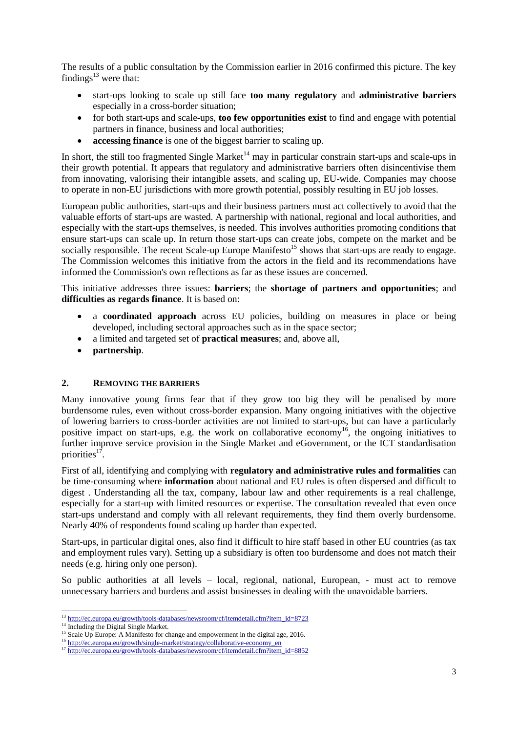The results of a public consultation by the Commission earlier in 2016 confirmed this picture. The key findings[13] were that:

- start-ups looking to scale up still face **too many regulatory** and **administrative barriers** especially in a cross-border situation;
- for both start-ups and scale-ups, **too few opportunities exist** to find and engage with potential partners in finance, business and local authorities;
- **accessing finance** is one of the biggest barrier to scaling up.

In short, the still too fragmented Single Market[14] may in particular constrain start-ups and scale-ups in their growth potential. It appears that regulatory and administrative barriers often disincentivise them from innovating, valorising their intangible assets, and scaling up, EU-wide. Companies may choose to operate in non-EU jurisdictions with more growth potential, possibly resulting in EU job losses.

European public authorities, start-ups and their business partners must act collectively to avoid that the valuable efforts of start-ups are wasted. A partnership with national, regional and local authorities, and especially with the start-ups themselves, is needed. This involves authorities promoting conditions that ensure start-ups can scale up. In return those start-ups can create jobs, compete on the market and be socially responsible. The recent Scale-up Europe Manifesto[15] shows that start-ups are ready to engage. The Commission welcomes this initiative from the actors in the field and its recommendations have informed the Commission's own reflections as far as these issues are concerned.

This initiative addresses three issues: **barriers**; the **shortage of partners and opportunities**; and **difficulties as regards finance**. It is based on:

- a **coordinated approach** across EU policies, building on measures in place or being developed, including sectoral approaches such as in the space sector;
- a limited and targeted set of **practical measures**; and, above all,
- **partnership**.

## 2. REMOVING THE BARRIERS

Many innovative young firms fear that if they grow too big they will be penalised by more burdensome rules, even without cross-border expansion. Many ongoing initiatives with the objective of lowering barriers to cross-border activities are not limited to start-ups, but can have a particularly positive impact on start-ups, e.g. the work on collaborative economy[16], the ongoing initiatives to further improve service provision in the Single Market and eGovernment, or the ICT standardisation priorities[17].

First of all, identifying and complying with **regulatory and administrative rules and formalities** can be time-consuming where **information** about national and EU rules is often dispersed and difficult to digest . Understanding all the tax, company, labour law and other requirements is a real challenge, especially for a start-up with limited resources or expertise. The consultation revealed that even once start-ups understand and comply with all relevant requirements, they find them overly burdensome. Nearly 40% of respondents found scaling up harder than expected.

Start-ups, in particular digital ones, also find it difficult to hire staff based in other EU countries (as tax and employment rules vary). Setting up a subsidiary is often too burdensome and does not match their needs (e.g. hiring only one person).

So public authorities at all levels – local, regional, national, European, - must act to remove unnecessary barriers and burdens and assist businesses in dealing with the unavoidable barriers.

---

[13] http://ec.europa.eu/growth/tools-databases/newsroom/cf/itemdetail.cfm?item_id=8723

[14] Including the Digital Single Market.

[15] Scale Up Europe: A Manifesto for change and empowerment in the digital age, 2016.

[16] http://ec.europa.eu/growth/single-market/strategy/collaborative-economy_en

[17] http://ec.europa.eu/growth/tools-databases/newsroom/cf/itemdetail.cfm?item_id=8852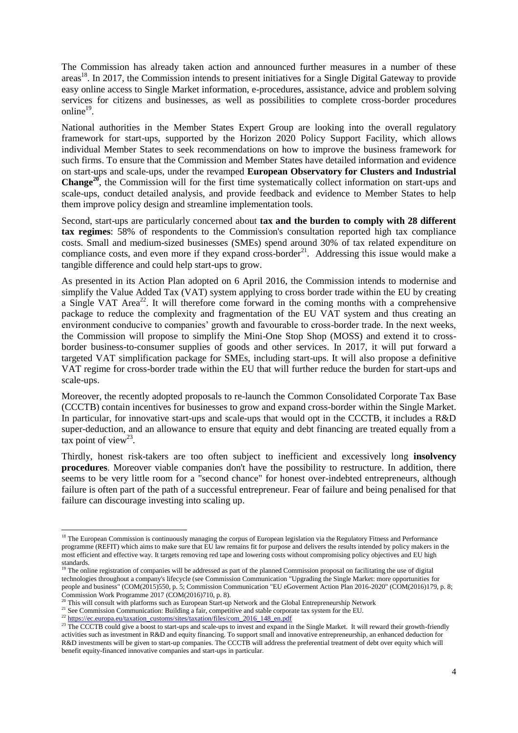The Commission has already taken action and announced further measures in a number of these areas[18]. In 2017, the Commission intends to present initiatives for a Single Digital Gateway to provide easy online access to Single Market information, e-procedures, assistance, advice and problem solving services for citizens and businesses, as well as possibilities to complete cross-border procedures online[19].

National authorities in the Member States Expert Group are looking into the overall regulatory framework for start-ups, supported by the Horizon 2020 Policy Support Facility, which allows individual Member States to seek recommendations on how to improve the business framework for such firms. To ensure that the Commission and Member States have detailed information and evidence on start-ups and scale-ups, under the revamped **European Observatory for Clusters and Industrial Change**[20], the Commission will for the first time systematically collect information on start-ups and scale-ups, conduct detailed analysis, and provide feedback and evidence to Member States to help them improve policy design and streamline implementation tools.

Second, start-ups are particularly concerned about **tax and the burden to comply with 28 different tax regimes**: 58% of respondents to the Commission's consultation reported high tax compliance costs. Small and medium-sized businesses (SMEs) spend around 30% of tax related expenditure on compliance costs, and even more if they expand cross-border[21]. Addressing this issue would make a tangible difference and could help start-ups to grow.

As presented in its Action Plan adopted on 6 April 2016, the Commission intends to modernise and simplify the Value Added Tax (VAT) system applying to cross border trade within the EU by creating a Single VAT Area[22]. It will therefore come forward in the coming months with a comprehensive package to reduce the complexity and fragmentation of the EU VAT system and thus creating an environment conducive to companies' growth and favourable to cross-border trade. In the next weeks, the Commission will propose to simplify the Mini-One Stop Shop (MOSS) and extend it to cross-border business-to-consumer supplies of goods and other services. In 2017, it will put forward a targeted VAT simplification package for SMEs, including start-ups. It will also propose a definitive VAT regime for cross-border trade within the EU that will further reduce the burden for start-ups and scale-ups.

Moreover, the recently adopted proposals to re-launch the Common Consolidated Corporate Tax Base (CCCTB) contain incentives for businesses to grow and expand cross-border within the Single Market. In particular, for innovative start-ups and scale-ups that would opt in the CCCTB, it includes a R&D super-deduction, and an allowance to ensure that equity and debt financing are treated equally from a tax point of view[23].

Thirdly, honest risk-takers are too often subject to inefficient and excessively long **insolvency procedures**. Moreover viable companies don't have the possibility to restructure. In addition, there seems to be very little room for a "second chance" for honest over-indebted entrepreneurs, although failure is often part of the path of a successful entrepreneur. Fear of failure and being penalised for that failure can discourage investing into scaling up.

---

[18] The European Commission is continuously managing the corpus of European legislation via the Regulatory Fitness and Performance programme (REFIT) which aims to make sure that EU law remains fit for purpose and delivers the results intended by policy makers in the most efficient and effective way. It targets removing red tape and lowering costs without compromising policy objectives and EU high standards.

[19] The online registration of companies will be addressed as part of the planned Commission proposal on facilitating the use of digital technologies throughout a company's lifecycle (see Commission Communication "Upgrading the Single Market: more opportunities for people and business" (COM(2015)550, p. 5; Commission Communication "EU eGoverment Action Plan 2016-2020" (COM(2016)179, p. 8; Commission Work Programme 2017 (COM(2016)710, p. 8).

[20] This will consult with platforms such as European Start-up Network and the Global Entrepreneurship Network

[21] See Commission Communication: Building a fair, competitive and stable corporate tax system for the EU.

[22] https://ec.europa.eu/taxation_customs/sites/taxation/files/com_2016_148_en.pdf

[23] The CCCTB could give a boost to start-ups and scale-ups to invest and expand in the Single Market. It will reward their growth-friendly activities such as investment in R&D and equity financing. To support small and innovative entrepreneurship, an enhanced deduction for R&D investments will be given to start-up companies. The CCCTB will address the preferential treatment of debt over equity which will benefit equity-financed innovative companies and start-ups in particular.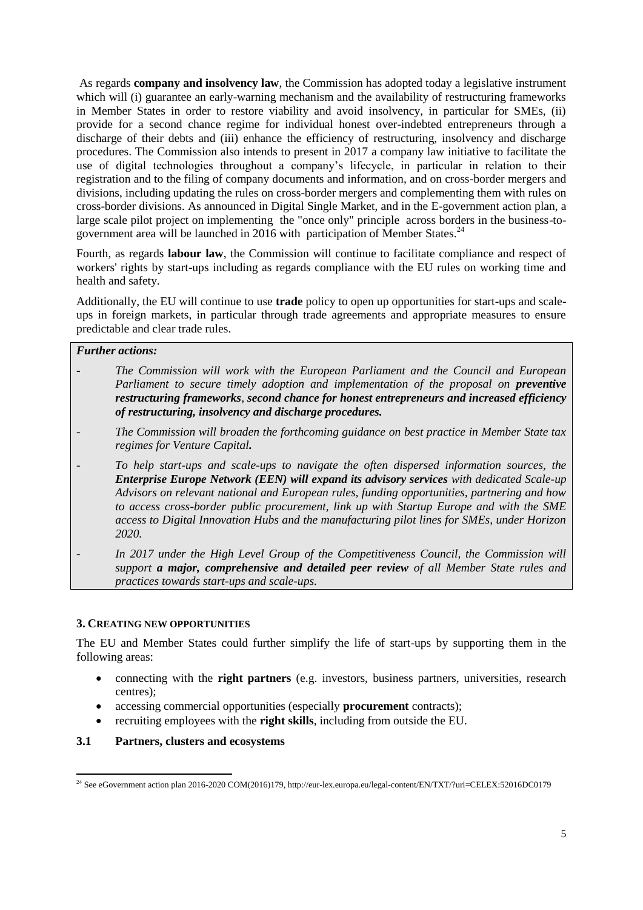As regards **company and insolvency law**, the Commission has adopted today a legislative instrument which will (i) guarantee an early-warning mechanism and the availability of restructuring frameworks in Member States in order to restore viability and avoid insolvency, in particular for SMEs, (ii) provide for a second chance regime for individual honest over-indebted entrepreneurs through a discharge of their debts and (iii) enhance the efficiency of restructuring, insolvency and discharge procedures. The Commission also intends to present in 2017 a company law initiative to facilitate the use of digital technologies throughout a company's lifecycle, in particular in relation to their registration and to the filing of company documents and information, and on cross-border mergers and divisions, including updating the rules on cross-border mergers and complementing them with rules on cross-border divisions. As announced in Digital Single Market, and in the E-government action plan, a large scale pilot project on implementing the "once only" principle across borders in the business-to-government area will be launched in 2016 with participation of Member States.[24]

Fourth, as regards **labour law**, the Commission will continue to facilitate compliance and respect of workers' rights by start-ups including as regards compliance with the EU rules on working time and health and safety.

Additionally, the EU will continue to use **trade** policy to open up opportunities for start-ups and scale-ups in foreign markets, in particular through trade agreements and appropriate measures to ensure predictable and clear trade rules.

***Further actions:***

- *The Commission will work with the European Parliament and the Council and European Parliament to secure timely adoption and implementation of the proposal on **preventive restructuring frameworks**, **second chance for honest entrepreneurs and increased efficiency of restructuring, insolvency and discharge procedures.***
- *The Commission will broaden the forthcoming guidance on best practice in Member State tax regimes for Venture Capital**.***
- *To help start-ups and scale-ups to navigate the often dispersed information sources, the **Enterprise Europe Network (EEN) will expand its advisory services** with dedicated Scale-up Advisors on relevant national and European rules, funding opportunities, partnering and how to access cross-border public procurement, link up with Startup Europe and with the SME access to Digital Innovation Hubs and the manufacturing pilot lines for SMEs, under Horizon 2020.*
- *In 2017 under the High Level Group of the Competitiveness Council, the Commission will support **a major, comprehensive and detailed peer review** of all Member State rules and practices towards start-ups and scale-ups.*

## 3. Creating new opportunities

The EU and Member States could further simplify the life of start-ups by supporting them in the following areas:

- connecting with the **right partners** (e.g. investors, business partners, universities, research centres);
- accessing commercial opportunities (especially **procurement** contracts);
- recruiting employees with the **right skills**, including from outside the EU.

### 3.1 Partners, clusters and ecosystems

[24] See eGovernment action plan 2016-2020 COM(2016)179, http://eur-lex.europa.eu/legal-content/EN/TXT/?uri=CELEX:52016DC0179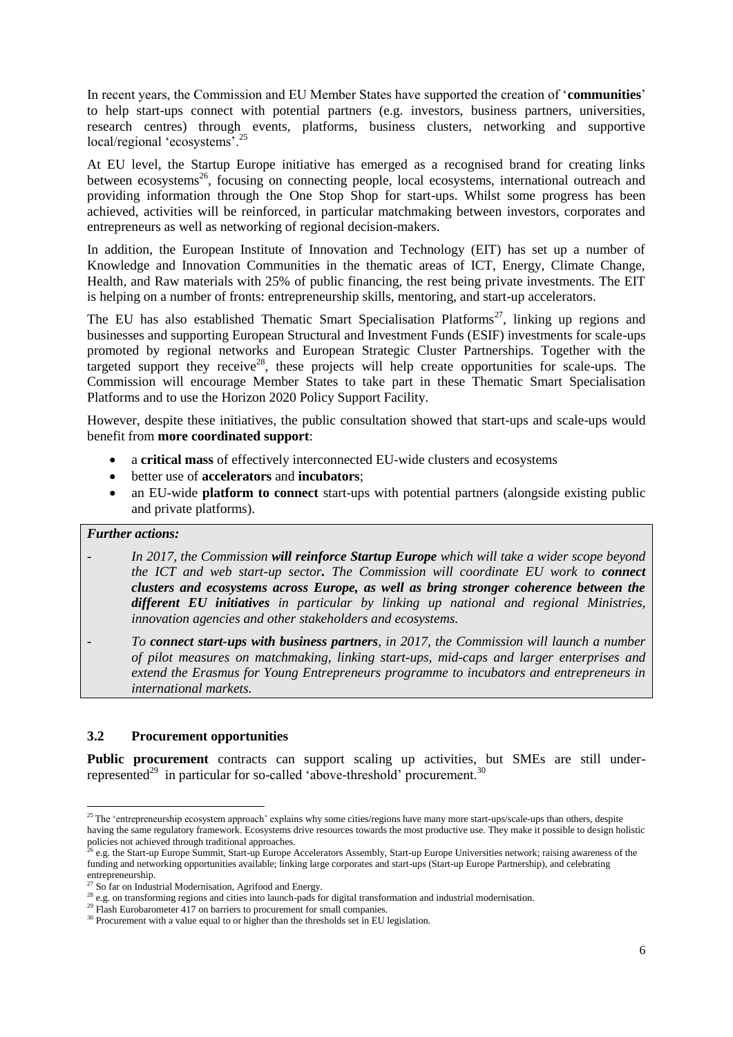In recent years, the Commission and EU Member States have supported the creation of '**communities**' to help start-ups connect with potential partners (e.g. investors, business partners, universities, research centres) through events, platforms, business clusters, networking and supportive local/regional 'ecosystems'.[25]

At EU level, the Startup Europe initiative has emerged as a recognised brand for creating links between ecosystems[26], focusing on connecting people, local ecosystems, international outreach and providing information through the One Stop Shop for start-ups. Whilst some progress has been achieved, activities will be reinforced, in particular matchmaking between investors, corporates and entrepreneurs as well as networking of regional decision-makers.

In addition, the European Institute of Innovation and Technology (EIT) has set up a number of Knowledge and Innovation Communities in the thematic areas of ICT, Energy, Climate Change, Health, and Raw materials with 25% of public financing, the rest being private investments. The EIT is helping on a number of fronts: entrepreneurship skills, mentoring, and start-up accelerators.

The EU has also established Thematic Smart Specialisation Platforms[27], linking up regions and businesses and supporting European Structural and Investment Funds (ESIF) investments for scale-ups promoted by regional networks and European Strategic Cluster Partnerships. Together with the targeted support they receive[28], these projects will help create opportunities for scale-ups. The Commission will encourage Member States to take part in these Thematic Smart Specialisation Platforms and to use the Horizon 2020 Policy Support Facility.

However, despite these initiatives, the public consultation showed that start-ups and scale-ups would benefit from **more coordinated support**:

- a **critical mass** of effectively interconnected EU-wide clusters and ecosystems
- better use of **accelerators** and **incubators**;
- an EU-wide **platform to connect** start-ups with potential partners (alongside existing public and private platforms).

***Further actions:***

- *In 2017, the Commission* ***will reinforce Startup Europe*** *which will take a wider scope beyond the ICT and web start-up sector. The Commission will coordinate EU work to* ***connect clusters and ecosystems across Europe, as well as bring stronger coherence between the different EU initiatives*** *in particular by linking up national and regional Ministries, innovation agencies and other stakeholders and ecosystems.*
- *To* ***connect start-ups with business partners****, in 2017, the Commission will launch a number of pilot measures on matchmaking, linking start-ups, mid-caps and larger enterprises and extend the Erasmus for Young Entrepreneurs programme to incubators and entrepreneurs in international markets.*

### 3.2 Procurement opportunities

**Public procurement** contracts can support scaling up activities, but SMEs are still under-represented[29] in particular for so-called 'above-threshold' procurement.[30]

---

[25] The 'entrepreneurship ecosystem approach' explains why some cities/regions have many more start-ups/scale-ups than others, despite having the same regulatory framework. Ecosystems drive resources towards the most productive use. They make it possible to design holistic policies not achieved through traditional approaches.

[26] e.g. the Start-up Europe Summit, Start-up Europe Accelerators Assembly, Start-up Europe Universities network; raising awareness of the funding and networking opportunities available; linking large corporates and start-ups (Start-up Europe Partnership), and celebrating entrepreneurship.

[27] So far on Industrial Modernisation, Agrifood and Energy.

[28] e.g. on transforming regions and cities into launch-pads for digital transformation and industrial modernisation.

[29] Flash Eurobarometer 417 on barriers to procurement for small companies.

[30] Procurement with a value equal to or higher than the thresholds set in EU legislation.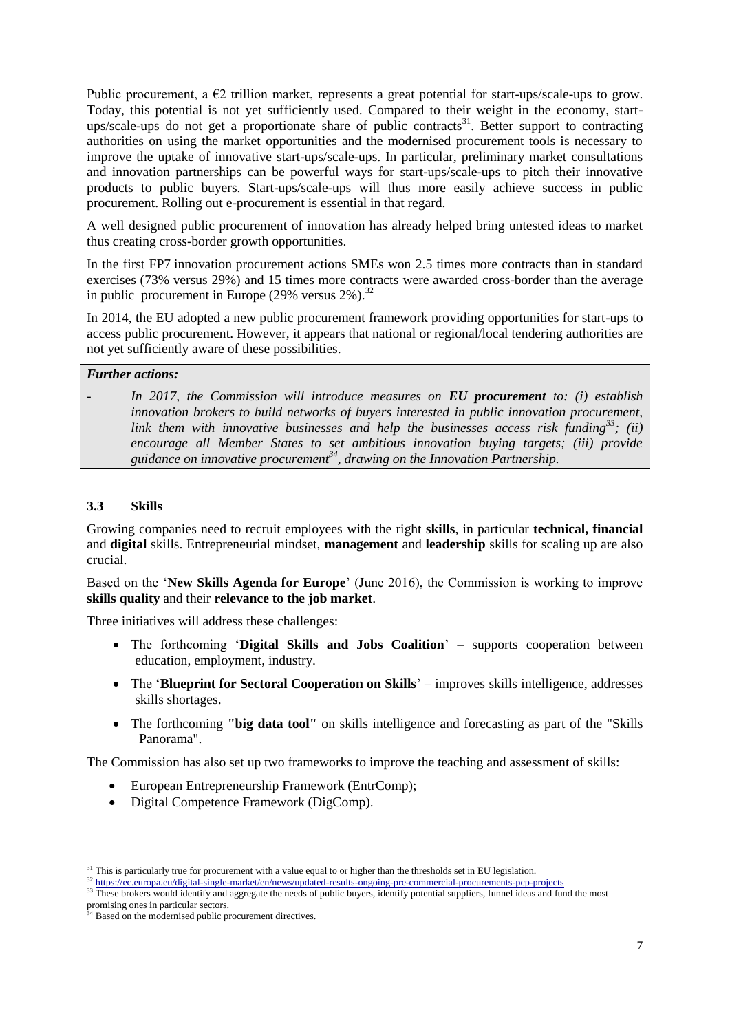Public procurement, a €2 trillion market, represents a great potential for start-ups/scale-ups to grow. Today, this potential is not yet sufficiently used. Compared to their weight in the economy, start-ups/scale-ups do not get a proportionate share of public contracts[31]. Better support to contracting authorities on using the market opportunities and the modernised procurement tools is necessary to improve the uptake of innovative start-ups/scale-ups. In particular, preliminary market consultations and innovation partnerships can be powerful ways for start-ups/scale-ups to pitch their innovative products to public buyers. Start-ups/scale-ups will thus more easily achieve success in public procurement. Rolling out e-procurement is essential in that regard.

A well designed public procurement of innovation has already helped bring untested ideas to market thus creating cross-border growth opportunities.

In the first FP7 innovation procurement actions SMEs won 2.5 times more contracts than in standard exercises (73% versus 29%) and 15 times more contracts were awarded cross-border than the average in public procurement in Europe (29% versus 2%).[32]

In 2014, the EU adopted a new public procurement framework providing opportunities for start-ups to access public procurement. However, it appears that national or regional/local tendering authorities are not yet sufficiently aware of these possibilities.

> ***Further actions:***
>
> - *In 2017, the Commission will introduce measures on **EU procurement** to: (i) establish innovation brokers to build networks of buyers interested in public innovation procurement, link them with innovative businesses and help the businesses access risk funding[33]; (ii) encourage all Member States to set ambitious innovation buying targets; (iii) provide guidance on innovative procurement[34], drawing on the Innovation Partnership.*

### 3.3 Skills

Growing companies need to recruit employees with the right **skills**, in particular **technical, financial** and **digital** skills. Entrepreneurial mindset, **management** and **leadership** skills for scaling up are also crucial.

Based on the '**New Skills Agenda for Europe**' (June 2016), the Commission is working to improve **skills quality** and their **relevance to the job market**.

Three initiatives will address these challenges:

- The forthcoming '**Digital Skills and Jobs Coalition**' – supports cooperation between education, employment, industry.
- The '**Blueprint for Sectoral Cooperation on Skills**' – improves skills intelligence, addresses skills shortages.
- The forthcoming **"big data tool"** on skills intelligence and forecasting as part of the "Skills Panorama".

The Commission has also set up two frameworks to improve the teaching and assessment of skills:

- European Entrepreneurship Framework (EntrComp);
- Digital Competence Framework (DigComp).

---

[31] This is particularly true for procurement with a value equal to or higher than the thresholds set in EU legislation.

[32] https://ec.europa.eu/digital-single-market/en/news/updated-results-ongoing-pre-commercial-procurements-pcp-projects

[33] These brokers would identify and aggregate the needs of public buyers, identify potential suppliers, funnel ideas and fund the most promising ones in particular sectors.

[34] Based on the modernised public procurement directives.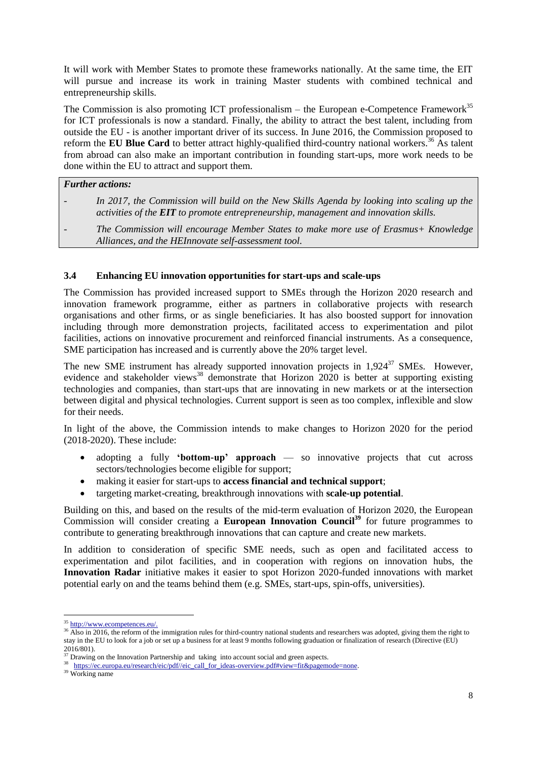It will work with Member States to promote these frameworks nationally. At the same time, the EIT will pursue and increase its work in training Master students with combined technical and entrepreneurship skills.

The Commission is also promoting ICT professionalism – the European e-Competence Framework[35] for ICT professionals is now a standard. Finally, the ability to attract the best talent, including from outside the EU - is another important driver of its success. In June 2016, the Commission proposed to reform the **EU Blue Card** to better attract highly-qualified third-country national workers.[36] As talent from abroad can also make an important contribution in founding start-ups, more work needs to be done within the EU to attract and support them.

> ***Further actions:***
>
> - *In 2017, the Commission will build on the New Skills Agenda by looking into scaling up the activities of the **EIT** to promote entrepreneurship, management and innovation skills.*
> - *The Commission will encourage Member States to make more use of Erasmus+ Knowledge Alliances, and the HEInnovate self-assessment tool.*

### 3.4 Enhancing EU innovation opportunities for start-ups and scale-ups

The Commission has provided increased support to SMEs through the Horizon 2020 research and innovation framework programme, either as partners in collaborative projects with research organisations and other firms, or as single beneficiaries. It has also boosted support for innovation including through more demonstration projects, facilitated access to experimentation and pilot facilities, actions on innovative procurement and reinforced financial instruments. As a consequence, SME participation has increased and is currently above the 20% target level.

The new SME instrument has already supported innovation projects in 1,924[37] SMEs. However, evidence and stakeholder views[38] demonstrate that Horizon 2020 is better at supporting existing technologies and companies, than start-ups that are innovating in new markets or at the intersection between digital and physical technologies. Current support is seen as too complex, inflexible and slow for their needs.

In light of the above, the Commission intends to make changes to Horizon 2020 for the period (2018-2020). These include:

- adopting a fully **'bottom-up' approach** — so innovative projects that cut across sectors/technologies become eligible for support;
- making it easier for start-ups to **access financial and technical support**;
- targeting market-creating, breakthrough innovations with **scale-up potential**.

Building on this, and based on the results of the mid-term evaluation of Horizon 2020, the European Commission will consider creating a **European Innovation Council**[39] for future programmes to contribute to generating breakthrough innovations that can capture and create new markets.

In addition to consideration of specific SME needs, such as open and facilitated access to experimentation and pilot facilities, and in cooperation with regions on innovation hubs, the **Innovation Radar** initiative makes it easier to spot Horizon 2020-funded innovations with market potential early on and the teams behind them (e.g. SMEs, start-ups, spin-offs, universities).

---

[35] http://www.ecompetences.eu/.

[36] Also in 2016, the reform of the immigration rules for third-country national students and researchers was adopted, giving them the right to stay in the EU to look for a job or set up a business for at least 9 months following graduation or finalization of research (Directive (EU) 2016/801).

[37] Drawing on the Innovation Partnership and taking into account social and green aspects.

[38] https://ec.europa.eu/research/eic/pdf//eic_call_for_ideas-overview.pdf#view=fit&pagemode=none.

[39] Working name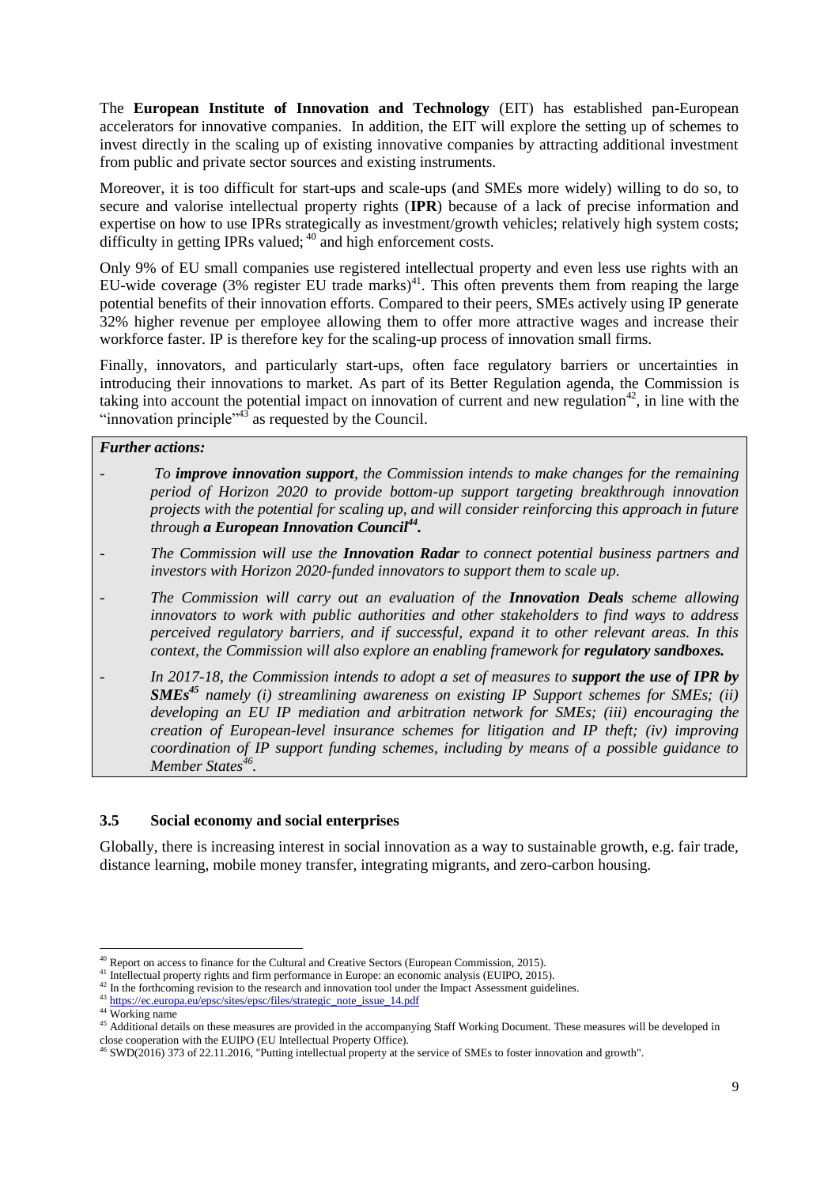The **European Institute of Innovation and Technology** (EIT) has established pan-European accelerators for innovative companies. In addition, the EIT will explore the setting up of schemes to invest directly in the scaling up of existing innovative companies by attracting additional investment from public and private sector sources and existing instruments.

Moreover, it is too difficult for start-ups and scale-ups (and SMEs more widely) willing to do so, to secure and valorise intellectual property rights (**IPR**) because of a lack of precise information and expertise on how to use IPRs strategically as investment/growth vehicles; relatively high system costs; difficulty in getting IPRs valued; [40] and high enforcement costs.

Only 9% of EU small companies use registered intellectual property and even less use rights with an EU-wide coverage (3% register EU trade marks)[41]. This often prevents them from reaping the large potential benefits of their innovation efforts. Compared to their peers, SMEs actively using IP generate 32% higher revenue per employee allowing them to offer more attractive wages and increase their workforce faster. IP is therefore key for the scaling-up process of innovation small firms.

Finally, innovators, and particularly start-ups, often face regulatory barriers or uncertainties in introducing their innovations to market. As part of its Better Regulation agenda, the Commission is taking into account the potential impact on innovation of current and new regulation[42], in line with the "innovation principle"[43] as requested by the Council.

***Further actions:***

- *To **improve innovation support**, the Commission intends to make changes for the remaining period of Horizon 2020 to provide bottom-up support targeting breakthrough innovation projects with the potential for scaling up, and will consider reinforcing this approach in future through **a European Innovation Council**[44].*
- *The Commission will use the **Innovation Radar** to connect potential business partners and investors with Horizon 2020-funded innovators to support them to scale up.*
- *The Commission will carry out an evaluation of the **Innovation Deals** scheme allowing innovators to work with public authorities and other stakeholders to find ways to address perceived regulatory barriers, and if successful, expand it to other relevant areas. In this context, the Commission will also explore an enabling framework for **regulatory sandboxes.***
- *In 2017-18, the Commission intends to adopt a set of measures to **support the use of IPR by SMEs**[45] namely (i) streamlining awareness on existing IP Support schemes for SMEs; (ii) developing an EU IP mediation and arbitration network for SMEs; (iii) encouraging the creation of European-level insurance schemes for litigation and IP theft; (iv) improving coordination of IP support funding schemes, including by means of a possible guidance to Member States[46].*

### 3.5 Social economy and social enterprises

Globally, there is increasing interest in social innovation as a way to sustainable growth, e.g. fair trade, distance learning, mobile money transfer, integrating migrants, and zero-carbon housing.

---

[40] Report on access to finance for the Cultural and Creative Sectors (European Commission, 2015).

[41] Intellectual property rights and firm performance in Europe: an economic analysis (EUIPO, 2015).

[42] In the forthcoming revision to the research and innovation tool under the Impact Assessment guidelines.

[43] https://ec.europa.eu/epsc/sites/epsc/files/strategic_note_issue_14.pdf

[44] Working name

[45] Additional details on these measures are provided in the accompanying Staff Working Document. These measures will be developed in close cooperation with the EUIPO (EU Intellectual Property Office).

[46] SWD(2016) 373 of 22.11.2016, "Putting intellectual property at the service of SMEs to foster innovation and growth".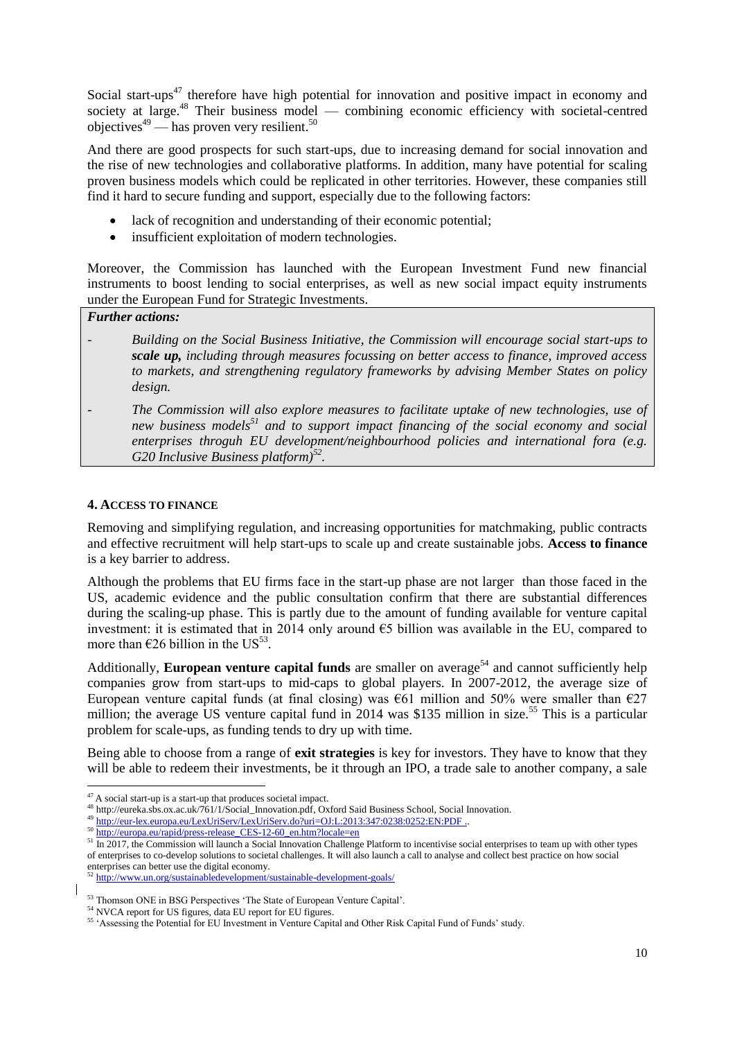Social start-ups[47] therefore have high potential for innovation and positive impact in economy and society at large.[48] Their business model — combining economic efficiency with societal-centred objectives[49] — has proven very resilient.[50]

And there are good prospects for such start-ups, due to increasing demand for social innovation and the rise of new technologies and collaborative platforms. In addition, many have potential for scaling proven business models which could be replicated in other territories. However, these companies still find it hard to secure funding and support, especially due to the following factors:

- lack of recognition and understanding of their economic potential;
- insufficient exploitation of modern technologies.

Moreover, the Commission has launched with the European Investment Fund new financial instruments to boost lending to social enterprises, as well as new social impact equity instruments under the European Fund for Strategic Investments.

***Further actions:***

- *Building on the Social Business Initiative, the Commission will encourage social start-ups to **scale up,** including through measures focussing on better access to finance, improved access to markets, and strengthening regulatory frameworks by advising Member States on policy design.*
- *The Commission will also explore measures to facilitate uptake of new technologies, use of new business models[51] and to support impact financing of the social economy and social enterprises throguh EU development/neighbourhood policies and international fora (e.g. G20 Inclusive Business platform)[52].*

## 4. Access to finance

Removing and simplifying regulation, and increasing opportunities for matchmaking, public contracts and effective recruitment will help start-ups to scale up and create sustainable jobs. **Access to finance** is a key barrier to address.

Although the problems that EU firms face in the start-up phase are not larger than those faced in the US, academic evidence and the public consultation confirm that there are substantial differences during the scaling-up phase. This is partly due to the amount of funding available for venture capital investment: it is estimated that in 2014 only around €5 billion was available in the EU, compared to more than €26 billion in the US[53].

Additionally, **European venture capital funds** are smaller on average[54] and cannot sufficiently help companies grow from start-ups to mid-caps to global players. In 2007-2012, the average size of European venture capital funds (at final closing) was €61 million and 50% were smaller than €27 million; the average US venture capital fund in 2014 was $135 million in size.[55] This is a particular problem for scale-ups, as funding tends to dry up with time.

Being able to choose from a range of **exit strategies** is key for investors. They have to know that they will be able to redeem their investments, be it through an IPO, a trade sale to another company, a sale

---

[47] A social start-up is a start-up that produces societal impact.

[48] http://eureka.sbs.ox.ac.uk/761/1/Social_Innovation.pdf, Oxford Said Business School, Social Innovation.

[49] http://eur-lex.europa.eu/LexUriServ/LexUriServ.do?uri=OJ:L:2013:347:0238:0252:EN:PDF .

[50] http://europa.eu/rapid/press-release_CES-12-60_en.htm?locale=en

[51] In 2017, the Commission will launch a Social Innovation Challenge Platform to incentivise social enterprises to team up with other types of enterprises to co-develop solutions to societal challenges. It will also launch a call to analyse and collect best practice on how social enterprises can better use the digital economy.

[52] http://www.un.org/sustainabledevelopment/sustainable-development-goals/

[53] Thomson ONE in BSG Perspectives 'The State of European Venture Capital'.

[54] NVCA report for US figures, data EU report for EU figures.

[55] 'Assessing the Potential for EU Investment in Venture Capital and Other Risk Capital Fund of Funds' study.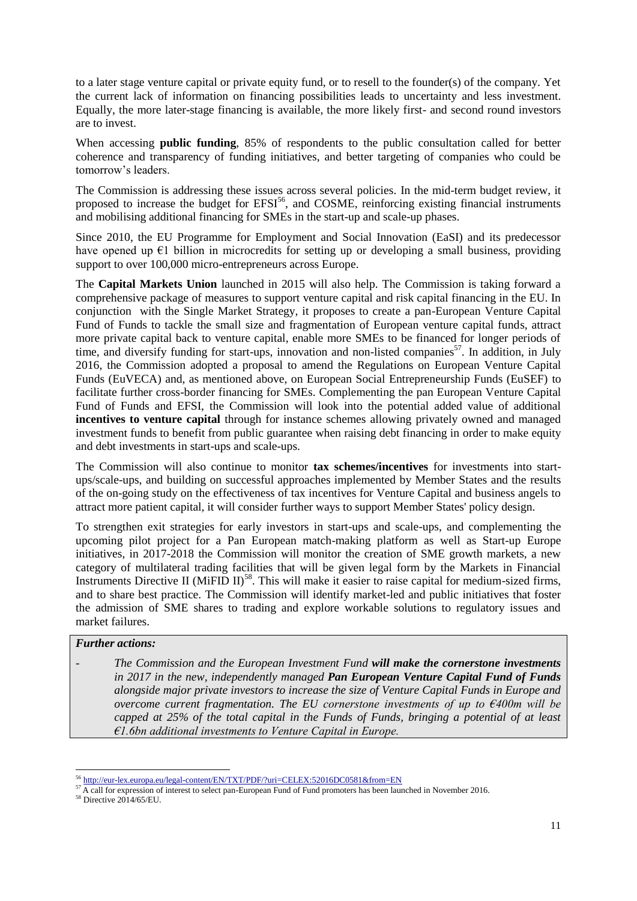to a later stage venture capital or private equity fund, or to resell to the founder(s) of the company. Yet the current lack of information on financing possibilities leads to uncertainty and less investment. Equally, the more later-stage financing is available, the more likely first- and second round investors are to invest.

When accessing **public funding**, 85% of respondents to the public consultation called for better coherence and transparency of funding initiatives, and better targeting of companies who could be tomorrow's leaders.

The Commission is addressing these issues across several policies. In the mid-term budget review, it proposed to increase the budget for EFSI[56], and COSME, reinforcing existing financial instruments and mobilising additional financing for SMEs in the start-up and scale-up phases.

Since 2010, the EU Programme for Employment and Social Innovation (EaSI) and its predecessor have opened up €1 billion in microcredits for setting up or developing a small business, providing support to over 100,000 micro-entrepreneurs across Europe.

The **Capital Markets Union** launched in 2015 will also help. The Commission is taking forward a comprehensive package of measures to support venture capital and risk capital financing in the EU. In conjunction with the Single Market Strategy, it proposes to create a pan-European Venture Capital Fund of Funds to tackle the small size and fragmentation of European venture capital funds, attract more private capital back to venture capital, enable more SMEs to be financed for longer periods of time, and diversify funding for start-ups, innovation and non-listed companies[57]. In addition, in July 2016, the Commission adopted a proposal to amend the Regulations on European Venture Capital Funds (EuVECA) and, as mentioned above, on European Social Entrepreneurship Funds (EuSEF) to facilitate further cross-border financing for SMEs. Complementing the pan European Venture Capital Fund of Funds and EFSI, the Commission will look into the potential added value of additional **incentives to venture capital** through for instance schemes allowing privately owned and managed investment funds to benefit from public guarantee when raising debt financing in order to make equity and debt investments in start-ups and scale-ups.

The Commission will also continue to monitor **tax schemes/incentives** for investments into start-ups/scale-ups, and building on successful approaches implemented by Member States and the results of the on-going study on the effectiveness of tax incentives for Venture Capital and business angels to attract more patient capital, it will consider further ways to support Member States' policy design.

To strengthen exit strategies for early investors in start-ups and scale-ups, and complementing the upcoming pilot project for a Pan European match-making platform as well as Start-up Europe initiatives, in 2017-2018 the Commission will monitor the creation of SME growth markets, a new category of multilateral trading facilities that will be given legal form by the Markets in Financial Instruments Directive II (MiFID II)[58]. This will make it easier to raise capital for medium-sized firms, and to share best practice. The Commission will identify market-led and public initiatives that foster the admission of SME shares to trading and explore workable solutions to regulatory issues and market failures.

***Further actions:***

- *The Commission and the European Investment Fund **will make the cornerstone investments** in 2017 in the new, independently managed **Pan European Venture Capital Fund of Funds** alongside major private investors to increase the size of Venture Capital Funds in Europe and overcome current fragmentation. The EU cornerstone investments of up to €400m will be capped at 25% of the total capital in the Funds of Funds, bringing a potential of at least €1.6bn additional investments to Venture Capital in Europe.*

---

[56] http://eur-lex.europa.eu/legal-content/EN/TXT/PDF/?uri=CELEX:52016DC0581&from=EN

[57] A call for expression of interest to select pan-European Fund of Fund promoters has been launched in November 2016.

[58] Directive 2014/65/EU.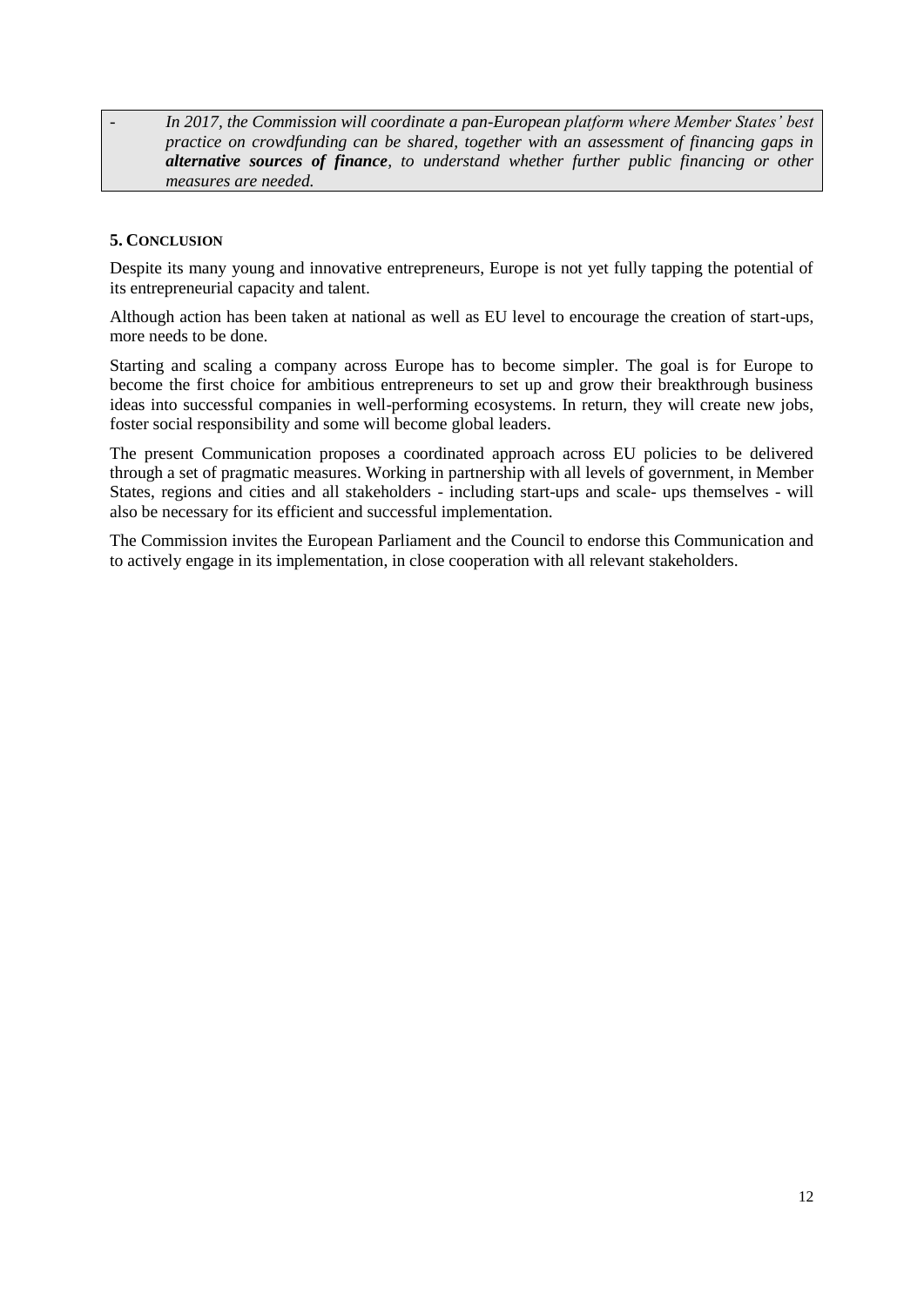- *In 2017, the Commission will coordinate a pan-European platform where Member States' best practice on crowdfunding can be shared, together with an assessment of financing gaps in **alternative sources of finance**, to understand whether further public financing or other measures are needed.*

## 5. CONCLUSION

Despite its many young and innovative entrepreneurs, Europe is not yet fully tapping the potential of its entrepreneurial capacity and talent.

Although action has been taken at national as well as EU level to encourage the creation of start-ups, more needs to be done.

Starting and scaling a company across Europe has to become simpler. The goal is for Europe to become the first choice for ambitious entrepreneurs to set up and grow their breakthrough business ideas into successful companies in well-performing ecosystems. In return, they will create new jobs, foster social responsibility and some will become global leaders.

The present Communication proposes a coordinated approach across EU policies to be delivered through a set of pragmatic measures. Working in partnership with all levels of government, in Member States, regions and cities and all stakeholders - including start-ups and scale- ups themselves - will also be necessary for its efficient and successful implementation.

The Commission invites the European Parliament and the Council to endorse this Communication and to actively engage in its implementation, in close cooperation with all relevant stakeholders.